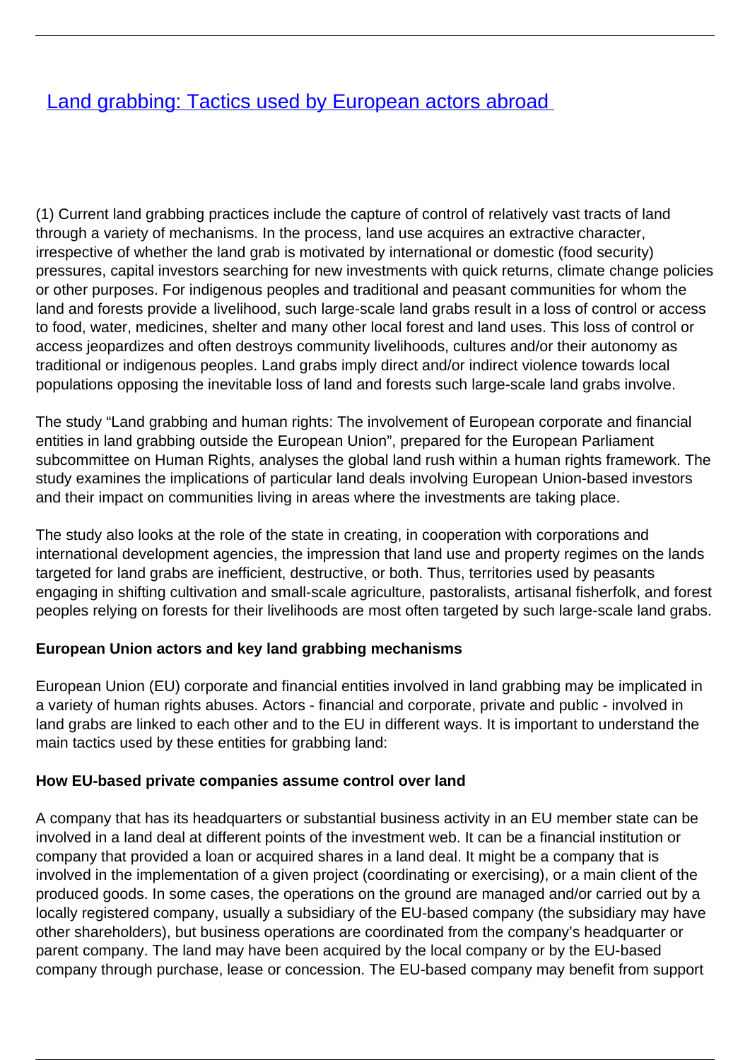# [Land grabbing: Tactics used by European actors abroad](#)

(1) Current land grabbing practices include the capture of control of relatively vast tracts of land through a variety of mechanisms. In the process, land use acquires an extractive character, irrespective of whether the land grab is motivated by international or domestic (food security) pressures, capital investors searching for new investments with quick returns, climate change policies or other purposes. For indigenous peoples and traditional and peasant communities for whom the land and forests provide a livelihood, such large-scale land grabs result in a loss of control or access to food, water, medicines, shelter and many other local forest and land uses. This loss of control or access jeopardizes and often destroys community livelihoods, cultures and/or their autonomy as traditional or indigenous peoples. Land grabs imply direct and/or indirect violence towards local populations opposing the inevitable loss of land and forests such large-scale land grabs involve.

The study "Land grabbing and human rights: The involvement of European corporate and financial entities in land grabbing outside the European Union", prepared for the European Parliament subcommittee on Human Rights, analyses the global land rush within a human rights framework. The study examines the implications of particular land deals involving European Union-based investors and their impact on communities living in areas where the investments are taking place.

The study also looks at the role of the state in creating, in cooperation with corporations and international development agencies, the impression that land use and property regimes on the lands targeted for land grabs are inefficient, destructive, or both. Thus, territories used by peasants engaging in shifting cultivation and small-scale agriculture, pastoralists, artisanal fisherfolk, and forest peoples relying on forests for their livelihoods are most often targeted by such large-scale land grabs.

**European Union actors and key land grabbing mechanisms**

European Union (EU) corporate and financial entities involved in land grabbing may be implicated in a variety of human rights abuses. Actors - financial and corporate, private and public - involved in land grabs are linked to each other and to the EU in different ways. It is important to understand the main tactics used by these entities for grabbing land:

**How EU-based private companies assume control over land**

A company that has its headquarters or substantial business activity in an EU member state can be involved in a land deal at different points of the investment web. It can be a financial institution or company that provided a loan or acquired shares in a land deal. It might be a company that is involved in the implementation of a given project (coordinating or exercising), or a main client of the produced goods. In some cases, the operations on the ground are managed and/or carried out by a locally registered company, usually a subsidiary of the EU-based company (the subsidiary may have other shareholders), but business operations are coordinated from the company's headquarter or parent company. The land may have been acquired by the local company or by the EU-based company through purchase, lease or concession. The EU-based company may benefit from support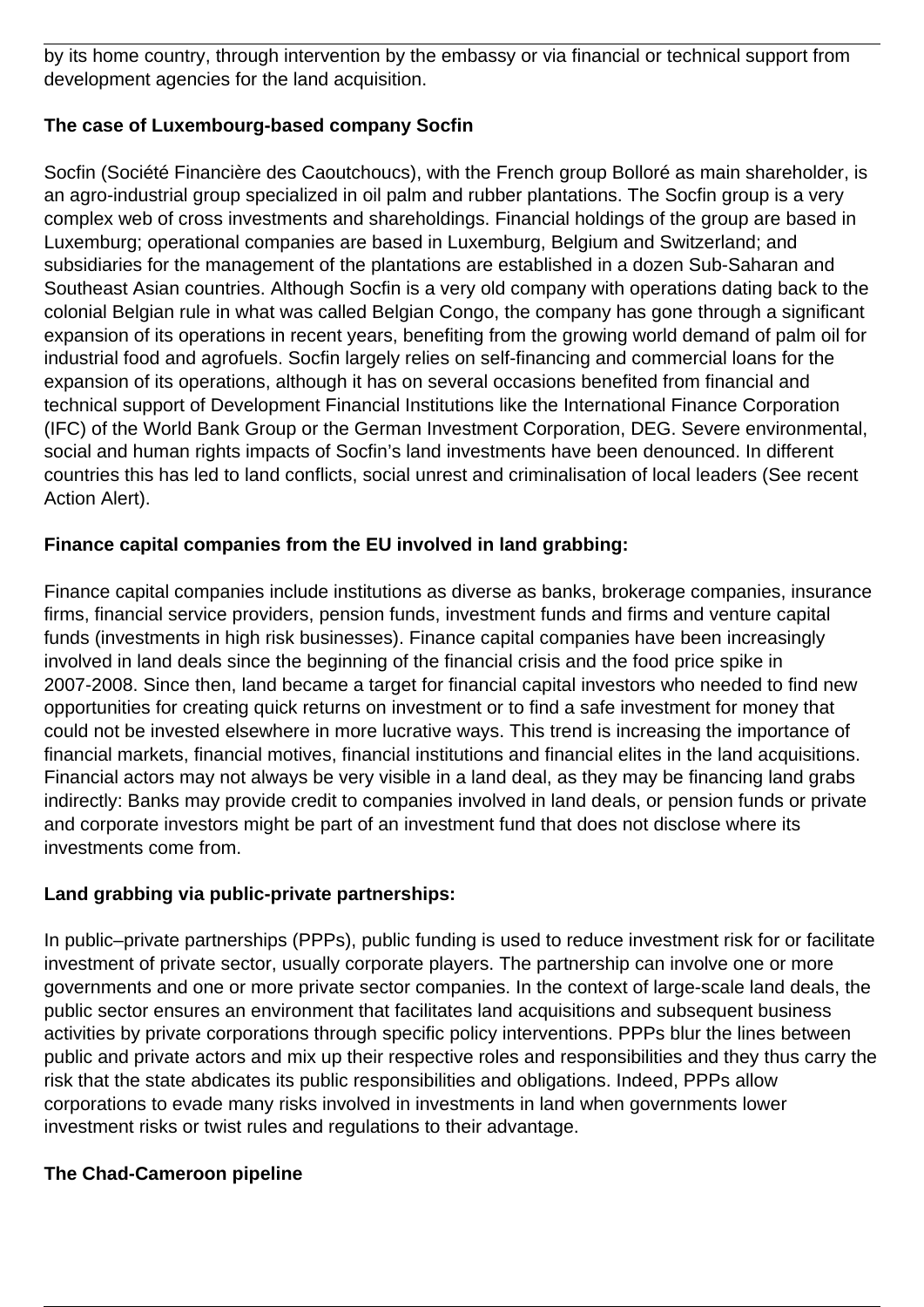by its home country, through intervention by the embassy or via financial or technical support from development agencies for the land acquisition.

**The case of Luxembourg-based company Socfin**

Socfin (Société Financière des Caoutchoucs), with the French group Bolloré as main shareholder, is an agro-industrial group specialized in oil palm and rubber plantations. The Socfin group is a very complex web of cross investments and shareholdings. Financial holdings of the group are based in Luxemburg; operational companies are based in Luxemburg, Belgium and Switzerland; and subsidiaries for the management of the plantations are established in a dozen Sub-Saharan and Southeast Asian countries. Although Socfin is a very old company with operations dating back to the colonial Belgian rule in what was called Belgian Congo, the company has gone through a significant expansion of its operations in recent years, benefiting from the growing world demand of palm oil for industrial food and agrofuels. Socfin largely relies on self-financing and commercial loans for the expansion of its operations, although it has on several occasions benefited from financial and technical support of Development Financial Institutions like the International Finance Corporation (IFC) of the World Bank Group or the German Investment Corporation, DEG. Severe environmental, social and human rights impacts of Socfin's land investments have been denounced. In different countries this has led to land conflicts, social unrest and criminalisation of local leaders (See recent Action Alert).

**Finance capital companies from the EU involved in land grabbing:**

Finance capital companies include institutions as diverse as banks, brokerage companies, insurance firms, financial service providers, pension funds, investment funds and firms and venture capital funds (investments in high risk businesses). Finance capital companies have been increasingly involved in land deals since the beginning of the financial crisis and the food price spike in 2007-2008. Since then, land became a target for financial capital investors who needed to find new opportunities for creating quick returns on investment or to find a safe investment for money that could not be invested elsewhere in more lucrative ways. This trend is increasing the importance of financial markets, financial motives, financial institutions and financial elites in the land acquisitions. Financial actors may not always be very visible in a land deal, as they may be financing land grabs indirectly: Banks may provide credit to companies involved in land deals, or pension funds or private and corporate investors might be part of an investment fund that does not disclose where its investments come from.

**Land grabbing via public-private partnerships:**

In public–private partnerships (PPPs), public funding is used to reduce investment risk for or facilitate investment of private sector, usually corporate players. The partnership can involve one or more governments and one or more private sector companies. In the context of large-scale land deals, the public sector ensures an environment that facilitates land acquisitions and subsequent business activities by private corporations through specific policy interventions. PPPs blur the lines between public and private actors and mix up their respective roles and responsibilities and they thus carry the risk that the state abdicates its public responsibilities and obligations. Indeed, PPPs allow corporations to evade many risks involved in investments in land when governments lower investment risks or twist rules and regulations to their advantage.

**The Chad-Cameroon pipeline**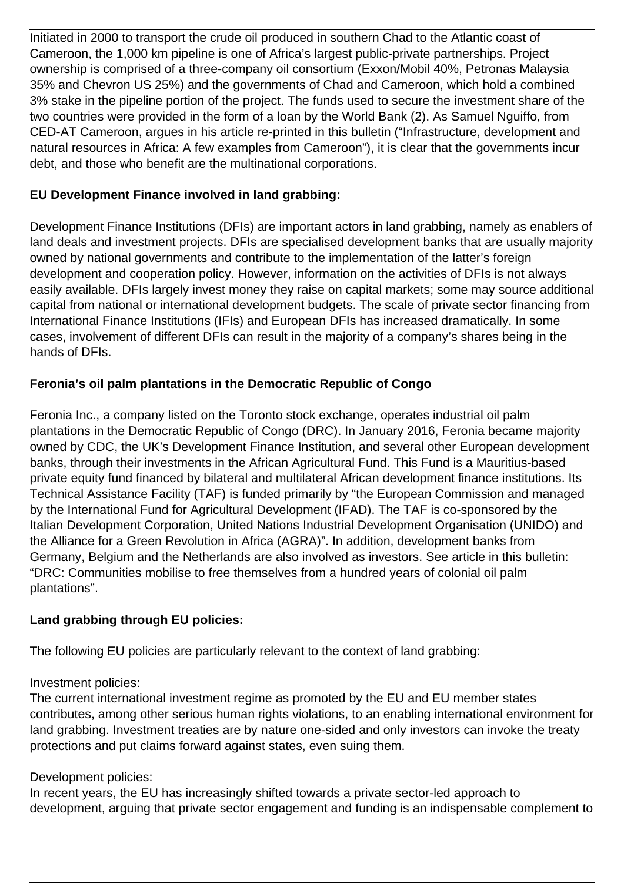Initiated in 2000 to transport the crude oil produced in southern Chad to the Atlantic coast of Cameroon, the 1,000 km pipeline is one of Africa's largest public-private partnerships. Project ownership is comprised of a three-company oil consortium (Exxon/Mobil 40%, Petronas Malaysia 35% and Chevron US 25%) and the governments of Chad and Cameroon, which hold a combined 3% stake in the pipeline portion of the project. The funds used to secure the investment share of the two countries were provided in the form of a loan by the World Bank (2). As Samuel Nguiffo, from CED-AT Cameroon, argues in his article re-printed in this bulletin ("Infrastructure, development and natural resources in Africa: A few examples from Cameroon"), it is clear that the governments incur debt, and those who benefit are the multinational corporations.

**EU Development Finance involved in land grabbing:**

Development Finance Institutions (DFIs) are important actors in land grabbing, namely as enablers of land deals and investment projects. DFIs are specialised development banks that are usually majority owned by national governments and contribute to the implementation of the latter's foreign development and cooperation policy. However, information on the activities of DFIs is not always easily available. DFIs largely invest money they raise on capital markets; some may source additional capital from national or international development budgets. The scale of private sector financing from International Finance Institutions (IFIs) and European DFIs has increased dramatically. In some cases, involvement of different DFIs can result in the majority of a company's shares being in the hands of DFIs.

**Feronia's oil palm plantations in the Democratic Republic of Congo**

Feronia Inc., a company listed on the Toronto stock exchange, operates industrial oil palm plantations in the Democratic Republic of Congo (DRC). In January 2016, Feronia became majority owned by CDC, the UK's Development Finance Institution, and several other European development banks, through their investments in the African Agricultural Fund. This Fund is a Mauritius-based private equity fund financed by bilateral and multilateral African development finance institutions. Its Technical Assistance Facility (TAF) is funded primarily by "the European Commission and managed by the International Fund for Agricultural Development (IFAD). The TAF is co-sponsored by the Italian Development Corporation, United Nations Industrial Development Organisation (UNIDO) and the Alliance for a Green Revolution in Africa (AGRA)". In addition, development banks from Germany, Belgium and the Netherlands are also involved as investors. See article in this bulletin: "DRC: Communities mobilise to free themselves from a hundred years of colonial oil palm plantations".

**Land grabbing through EU policies:**

The following EU policies are particularly relevant to the context of land grabbing:

Investment policies:
The current international investment regime as promoted by the EU and EU member states contributes, among other serious human rights violations, to an enabling international environment for land grabbing. Investment treaties are by nature one-sided and only investors can invoke the treaty protections and put claims forward against states, even suing them.

Development policies:
In recent years, the EU has increasingly shifted towards a private sector-led approach to development, arguing that private sector engagement and funding is an indispensable complement to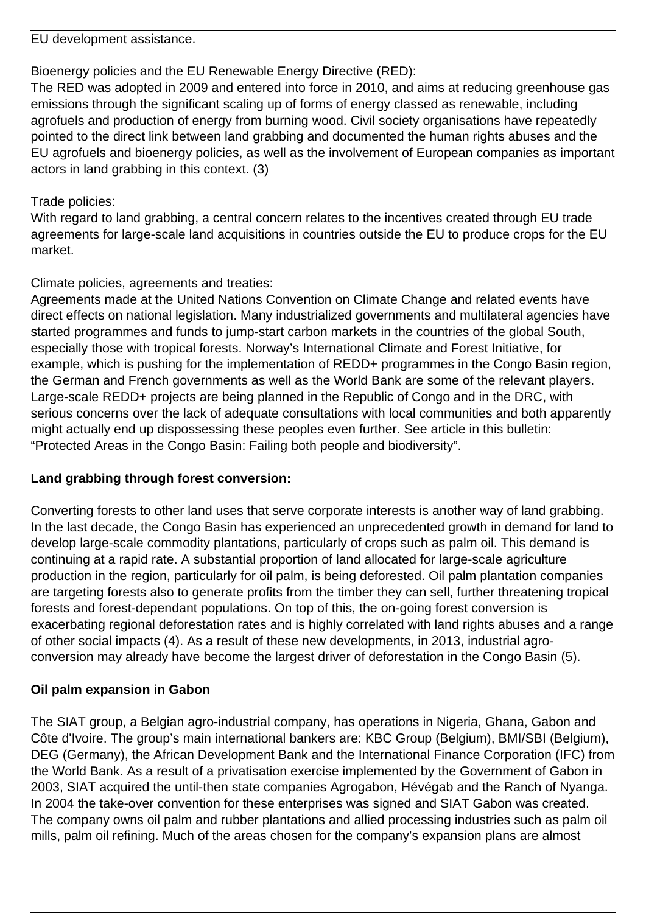EU development assistance.

Bioenergy policies and the EU Renewable Energy Directive (RED):
The RED was adopted in 2009 and entered into force in 2010, and aims at reducing greenhouse gas emissions through the significant scaling up of forms of energy classed as renewable, including agrofuels and production of energy from burning wood. Civil society organisations have repeatedly pointed to the direct link between land grabbing and documented the human rights abuses and the EU agrofuels and bioenergy policies, as well as the involvement of European companies as important actors in land grabbing in this context. (3)

Trade policies:
With regard to land grabbing, a central concern relates to the incentives created through EU trade agreements for large-scale land acquisitions in countries outside the EU to produce crops for the EU market.

Climate policies, agreements and treaties:
Agreements made at the United Nations Convention on Climate Change and related events have direct effects on national legislation. Many industrialized governments and multilateral agencies have started programmes and funds to jump-start carbon markets in the countries of the global South, especially those with tropical forests. Norway's International Climate and Forest Initiative, for example, which is pushing for the implementation of REDD+ programmes in the Congo Basin region, the German and French governments as well as the World Bank are some of the relevant players. Large-scale REDD+ projects are being planned in the Republic of Congo and in the DRC, with serious concerns over the lack of adequate consultations with local communities and both apparently might actually end up dispossessing these peoples even further. See article in this bulletin: "Protected Areas in the Congo Basin: Failing both people and biodiversity".

**Land grabbing through forest conversion:**

Converting forests to other land uses that serve corporate interests is another way of land grabbing. In the last decade, the Congo Basin has experienced an unprecedented growth in demand for land to develop large-scale commodity plantations, particularly of crops such as palm oil. This demand is continuing at a rapid rate. A substantial proportion of land allocated for large-scale agriculture production in the region, particularly for oil palm, is being deforested. Oil palm plantation companies are targeting forests also to generate profits from the timber they can sell, further threatening tropical forests and forest-dependant populations. On top of this, the on-going forest conversion is exacerbating regional deforestation rates and is highly correlated with land rights abuses and a range of other social impacts (4). As a result of these new developments, in 2013, industrial agro-conversion may already have become the largest driver of deforestation in the Congo Basin (5).

**Oil palm expansion in Gabon**

The SIAT group, a Belgian agro-industrial company, has operations in Nigeria, Ghana, Gabon and Côte d'Ivoire. The group's main international bankers are: KBC Group (Belgium), BMI/SBI (Belgium), DEG (Germany), the African Development Bank and the International Finance Corporation (IFC) from the World Bank. As a result of a privatisation exercise implemented by the Government of Gabon in 2003, SIAT acquired the until-then state companies Agrogabon, Hévégab and the Ranch of Nyanga. In 2004 the take-over convention for these enterprises was signed and SIAT Gabon was created. The company owns oil palm and rubber plantations and allied processing industries such as palm oil mills, palm oil refining. Much of the areas chosen for the company's expansion plans are almost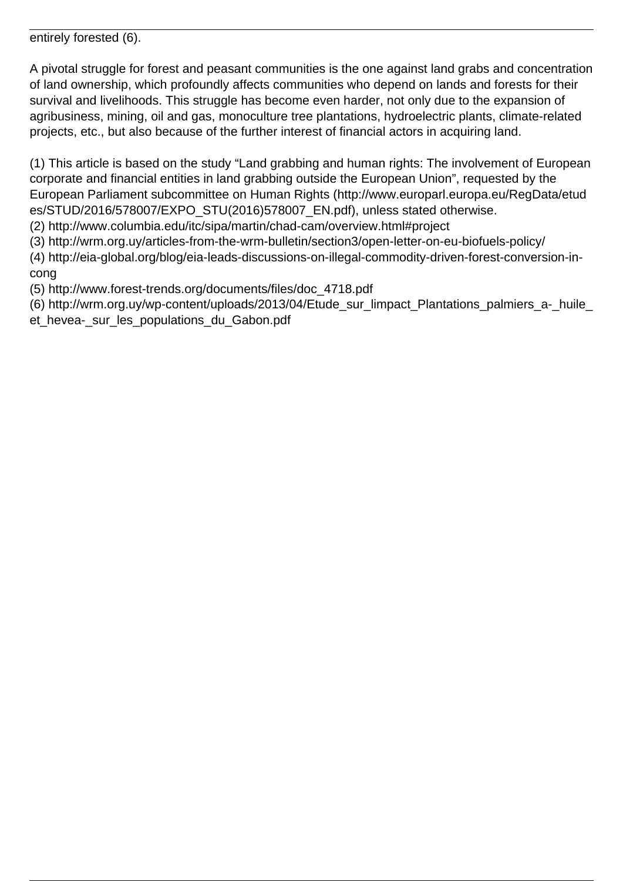entirely forested (6).

A pivotal struggle for forest and peasant communities is the one against land grabs and concentration of land ownership, which profoundly affects communities who depend on lands and forests for their survival and livelihoods. This struggle has become even harder, not only due to the expansion of agribusiness, mining, oil and gas, monoculture tree plantations, hydroelectric plants, climate-related projects, etc., but also because of the further interest of financial actors in acquiring land.

(1) This article is based on the study “Land grabbing and human rights: The involvement of European corporate and financial entities in land grabbing outside the European Union”, requested by the European Parliament subcommittee on Human Rights (http://www.europarl.europa.eu/RegData/etudes/STUD/2016/578007/EXPO_STU(2016)578007_EN.pdf), unless stated otherwise.
(2) http://www.columbia.edu/itc/sipa/martin/chad-cam/overview.html#project
(3) http://wrm.org.uy/articles-from-the-wrm-bulletin/section3/open-letter-on-eu-biofuels-policy/
(4) http://eia-global.org/blog/eia-leads-discussions-on-illegal-commodity-driven-forest-conversion-in-cong
(5) http://www.forest-trends.org/documents/files/doc_4718.pdf
(6) http://wrm.org.uy/wp-content/uploads/2013/04/Etude_sur_limpact_Plantations_palmiers_a-_huile_et_hevea-_sur_les_populations_du_Gabon.pdf